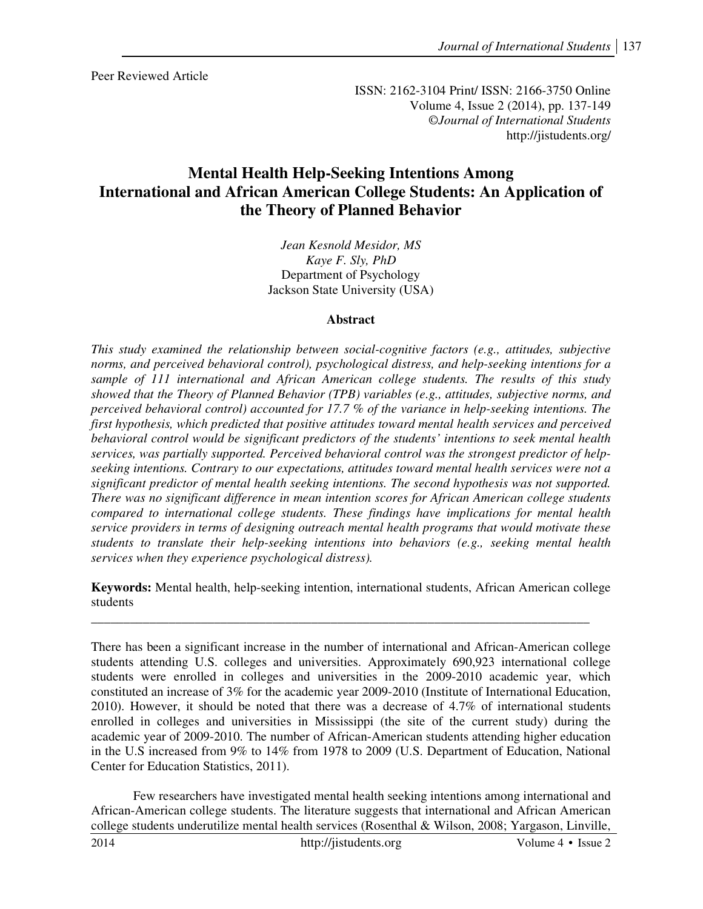Peer Reviewed Article

ISSN: 2162-3104 Print/ ISSN: 2166-3750 Online
Volume 4, Issue 2 (2014), pp. 137-149
©*Journal of International Students*
http://jistudents.org/

# Mental Health Help-Seeking Intentions Among International and African American College Students: An Application of the Theory of Planned Behavior

*Jean Kesnold Mesidor, MS*
*Kaye F. Sly, PhD*
Department of Psychology
Jackson State University (USA)

## Abstract

*This study examined the relationship between social-cognitive factors (e.g., attitudes, subjective norms, and perceived behavioral control), psychological distress, and help-seeking intentions for a sample of 111 international and African American college students. The results of this study showed that the Theory of Planned Behavior (TPB) variables (e.g., attitudes, subjective norms, and perceived behavioral control) accounted for 17.7 % of the variance in help-seeking intentions. The first hypothesis, which predicted that positive attitudes toward mental health services and perceived behavioral control would be significant predictors of the students' intentions to seek mental health services, was partially supported. Perceived behavioral control was the strongest predictor of help-seeking intentions. Contrary to our expectations, attitudes toward mental health services were not a significant predictor of mental health seeking intentions. The second hypothesis was not supported. There was no significant difference in mean intention scores for African American college students compared to international college students. These findings have implications for mental health service providers in terms of designing outreach mental health programs that would motivate these students to translate their help-seeking intentions into behaviors (e.g., seeking mental health services when they experience psychological distress).*

**Keywords:** Mental health, help-seeking intention, international students, African American college students

---

There has been a significant increase in the number of international and African-American college students attending U.S. colleges and universities. Approximately 690,923 international college students were enrolled in colleges and universities in the 2009-2010 academic year, which constituted an increase of 3% for the academic year 2009-2010 (Institute of International Education, 2010). However, it should be noted that there was a decrease of 4.7% of international students enrolled in colleges and universities in Mississippi (the site of the current study) during the academic year of 2009-2010. The number of African-American students attending higher education in the U.S increased from 9% to 14% from 1978 to 2009 (U.S. Department of Education, National Center for Education Statistics, 2011).

Few researchers have investigated mental health seeking intentions among international and African-American college students. The literature suggests that international and African American college students underutilize mental health services (Rosenthal & Wilson, 2008; Yargason, Linville,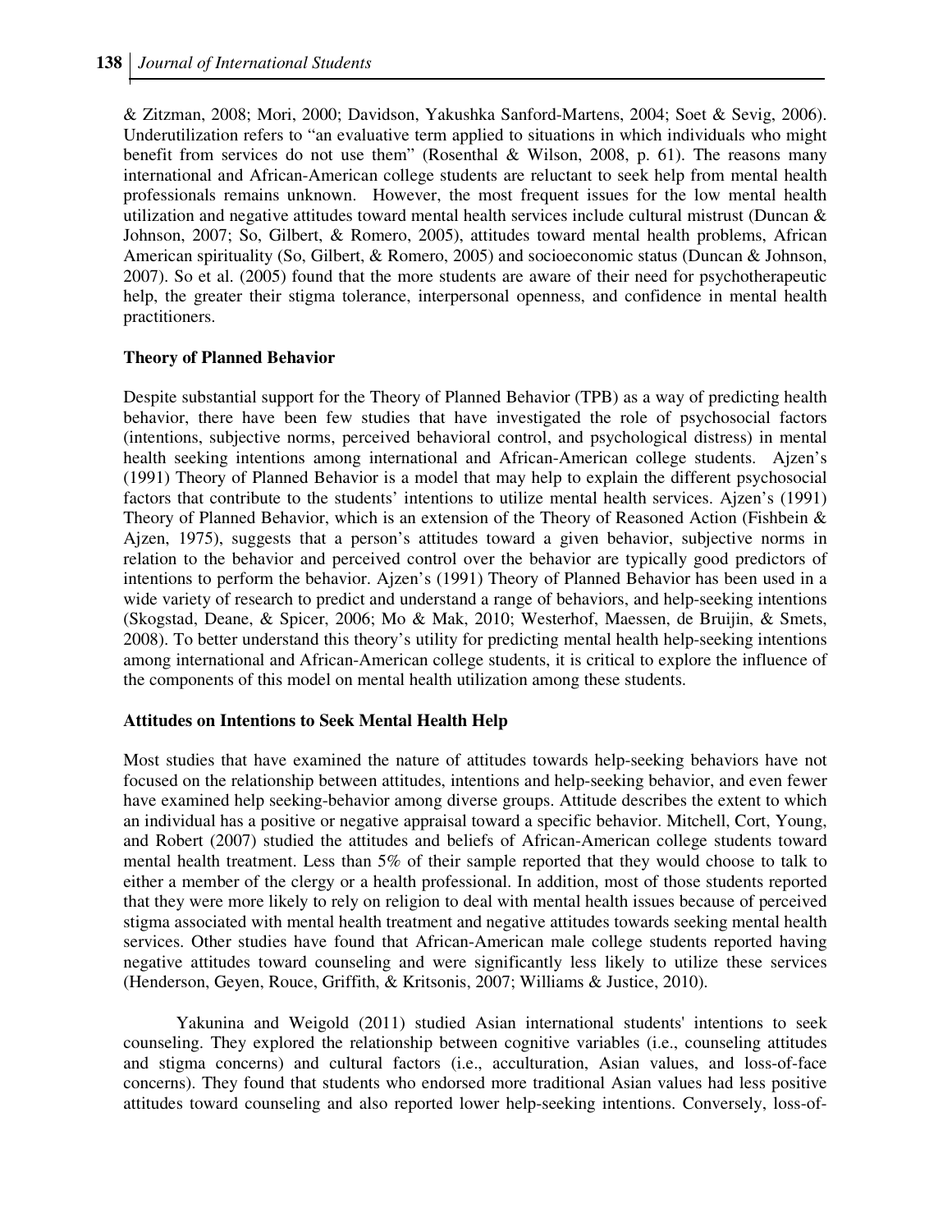& Zitzman, 2008; Mori, 2000; Davidson, Yakushka Sanford-Martens, 2004; Soet & Sevig, 2006). Underutilization refers to "an evaluative term applied to situations in which individuals who might benefit from services do not use them" (Rosenthal & Wilson, 2008, p. 61). The reasons many international and African-American college students are reluctant to seek help from mental health professionals remains unknown. However, the most frequent issues for the low mental health utilization and negative attitudes toward mental health services include cultural mistrust (Duncan & Johnson, 2007; So, Gilbert, & Romero, 2005), attitudes toward mental health problems, African American spirituality (So, Gilbert, & Romero, 2005) and socioeconomic status (Duncan & Johnson, 2007). So et al. (2005) found that the more students are aware of their need for psychotherapeutic help, the greater their stigma tolerance, interpersonal openness, and confidence in mental health practitioners.

### Theory of Planned Behavior

Despite substantial support for the Theory of Planned Behavior (TPB) as a way of predicting health behavior, there have been few studies that have investigated the role of psychosocial factors (intentions, subjective norms, perceived behavioral control, and psychological distress) in mental health seeking intentions among international and African-American college students. Ajzen's (1991) Theory of Planned Behavior is a model that may help to explain the different psychosocial factors that contribute to the students' intentions to utilize mental health services. Ajzen's (1991) Theory of Planned Behavior, which is an extension of the Theory of Reasoned Action (Fishbein & Ajzen, 1975), suggests that a person's attitudes toward a given behavior, subjective norms in relation to the behavior and perceived control over the behavior are typically good predictors of intentions to perform the behavior. Ajzen's (1991) Theory of Planned Behavior has been used in a wide variety of research to predict and understand a range of behaviors, and help-seeking intentions (Skogstad, Deane, & Spicer, 2006; Mo & Mak, 2010; Westerhof, Maessen, de Bruijin, & Smets, 2008). To better understand this theory's utility for predicting mental health help-seeking intentions among international and African-American college students, it is critical to explore the influence of the components of this model on mental health utilization among these students.

### Attitudes on Intentions to Seek Mental Health Help

Most studies that have examined the nature of attitudes towards help-seeking behaviors have not focused on the relationship between attitudes, intentions and help-seeking behavior, and even fewer have examined help seeking-behavior among diverse groups. Attitude describes the extent to which an individual has a positive or negative appraisal toward a specific behavior. Mitchell, Cort, Young, and Robert (2007) studied the attitudes and beliefs of African-American college students toward mental health treatment. Less than 5% of their sample reported that they would choose to talk to either a member of the clergy or a health professional. In addition, most of those students reported that they were more likely to rely on religion to deal with mental health issues because of perceived stigma associated with mental health treatment and negative attitudes towards seeking mental health services. Other studies have found that African-American male college students reported having negative attitudes toward counseling and were significantly less likely to utilize these services (Henderson, Geyen, Rouce, Griffith, & Kritsonis, 2007; Williams & Justice, 2010).

Yakunina and Weigold (2011) studied Asian international students' intentions to seek counseling. They explored the relationship between cognitive variables (i.e., counseling attitudes and stigma concerns) and cultural factors (i.e., acculturation, Asian values, and loss-of-face concerns). They found that students who endorsed more traditional Asian values had less positive attitudes toward counseling and also reported lower help-seeking intentions. Conversely, loss-of-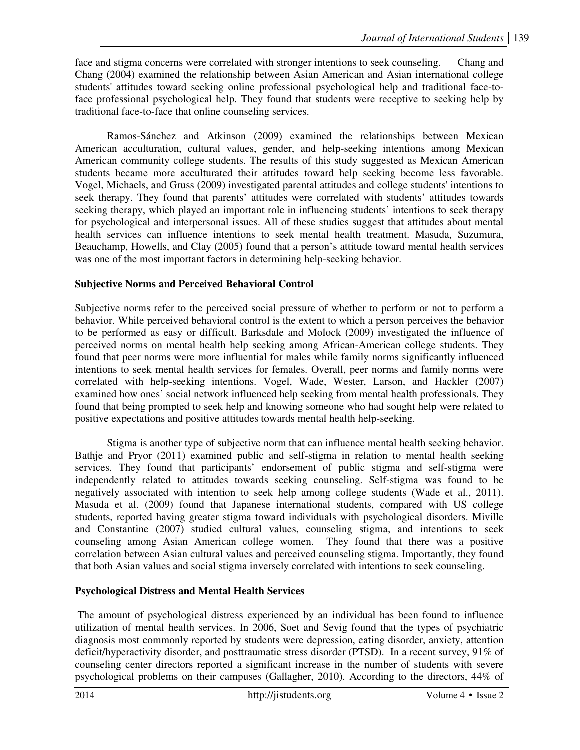face and stigma concerns were correlated with stronger intentions to seek counseling. Chang and Chang (2004) examined the relationship between Asian American and Asian international college students' attitudes toward seeking online professional psychological help and traditional face-to-face professional psychological help. They found that students were receptive to seeking help by traditional face-to-face that online counseling services.

Ramos-Sánchez and Atkinson (2009) examined the relationships between Mexican American acculturation, cultural values, gender, and help-seeking intentions among Mexican American community college students. The results of this study suggested as Mexican American students became more acculturated their attitudes toward help seeking become less favorable. Vogel, Michaels, and Gruss (2009) investigated parental attitudes and college students' intentions to seek therapy. They found that parents' attitudes were correlated with students' attitudes towards seeking therapy, which played an important role in influencing students' intentions to seek therapy for psychological and interpersonal issues. All of these studies suggest that attitudes about mental health services can influence intentions to seek mental health treatment. Masuda, Suzumura, Beauchamp, Howells, and Clay (2005) found that a person's attitude toward mental health services was one of the most important factors in determining help-seeking behavior.

## Subjective Norms and Perceived Behavioral Control

Subjective norms refer to the perceived social pressure of whether to perform or not to perform a behavior. While perceived behavioral control is the extent to which a person perceives the behavior to be performed as easy or difficult. Barksdale and Molock (2009) investigated the influence of perceived norms on mental health help seeking among African-American college students. They found that peer norms were more influential for males while family norms significantly influenced intentions to seek mental health services for females. Overall, peer norms and family norms were correlated with help-seeking intentions. Vogel, Wade, Wester, Larson, and Hackler (2007) examined how ones' social network influenced help seeking from mental health professionals. They found that being prompted to seek help and knowing someone who had sought help were related to positive expectations and positive attitudes towards mental health help-seeking.

Stigma is another type of subjective norm that can influence mental health seeking behavior. Bathje and Pryor (2011) examined public and self-stigma in relation to mental health seeking services. They found that participants' endorsement of public stigma and self-stigma were independently related to attitudes towards seeking counseling. Self-stigma was found to be negatively associated with intention to seek help among college students (Wade et al., 2011). Masuda et al. (2009) found that Japanese international students, compared with US college students, reported having greater stigma toward individuals with psychological disorders. Miville and Constantine (2007) studied cultural values, counseling stigma, and intentions to seek counseling among Asian American college women. They found that there was a positive correlation between Asian cultural values and perceived counseling stigma. Importantly, they found that both Asian values and social stigma inversely correlated with intentions to seek counseling.

## Psychological Distress and Mental Health Services

The amount of psychological distress experienced by an individual has been found to influence utilization of mental health services. In 2006, Soet and Sevig found that the types of psychiatric diagnosis most commonly reported by students were depression, eating disorder, anxiety, attention deficit/hyperactivity disorder, and posttraumatic stress disorder (PTSD). In a recent survey, 91% of counseling center directors reported a significant increase in the number of students with severe psychological problems on their campuses (Gallagher, 2010). According to the directors, 44% of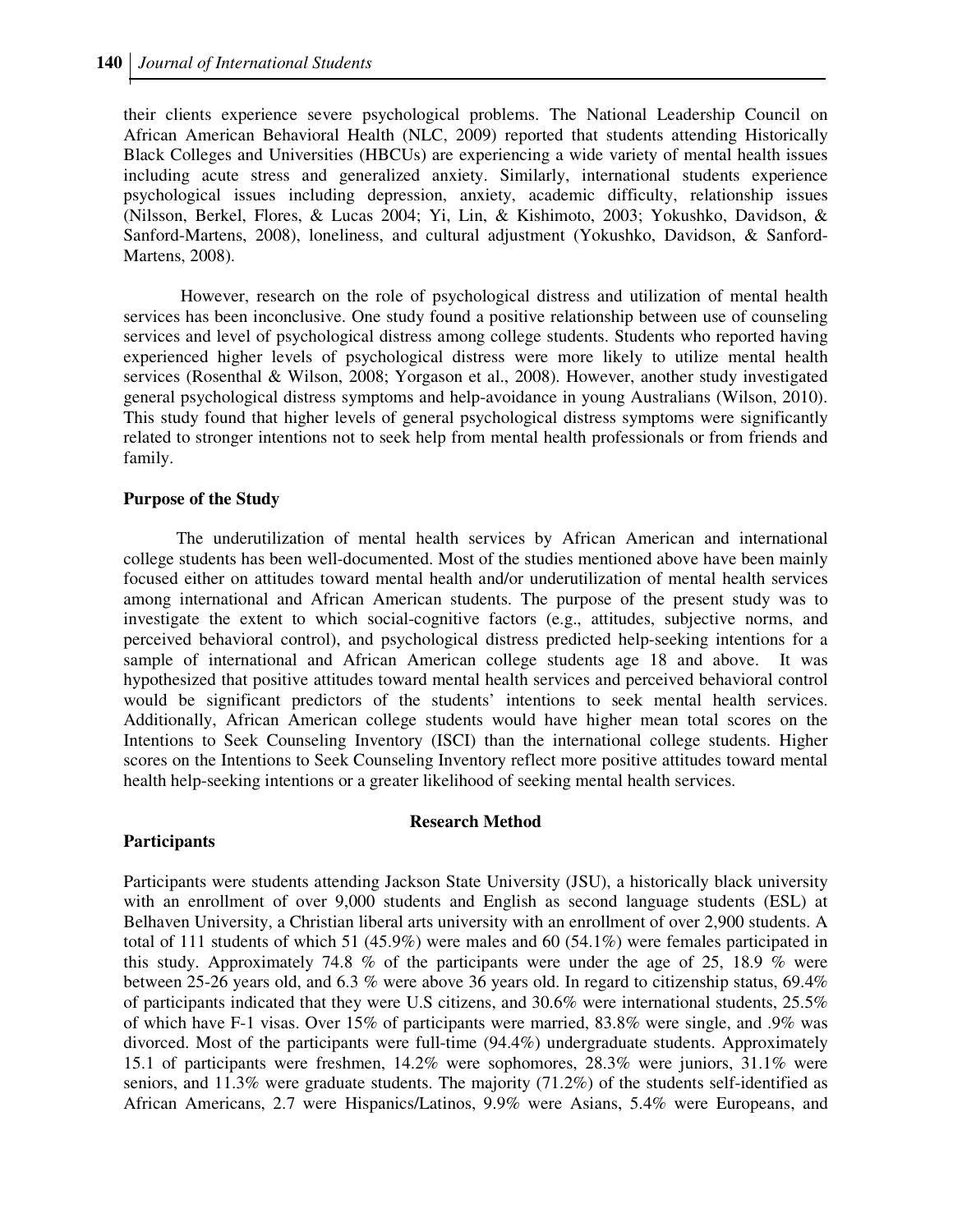their clients experience severe psychological problems. The National Leadership Council on African American Behavioral Health (NLC, 2009) reported that students attending Historically Black Colleges and Universities (HBCUs) are experiencing a wide variety of mental health issues including acute stress and generalized anxiety. Similarly, international students experience psychological issues including depression, anxiety, academic difficulty, relationship issues (Nilsson, Berkel, Flores, & Lucas 2004; Yi, Lin, & Kishimoto, 2003; Yokushko, Davidson, & Sanford-Martens, 2008), loneliness, and cultural adjustment (Yokushko, Davidson, & Sanford-Martens, 2008).

However, research on the role of psychological distress and utilization of mental health services has been inconclusive. One study found a positive relationship between use of counseling services and level of psychological distress among college students. Students who reported having experienced higher levels of psychological distress were more likely to utilize mental health services (Rosenthal & Wilson, 2008; Yorgason et al., 2008). However, another study investigated general psychological distress symptoms and help-avoidance in young Australians (Wilson, 2010). This study found that higher levels of general psychological distress symptoms were significantly related to stronger intentions not to seek help from mental health professionals or from friends and family.

**Purpose of the Study**

The underutilization of mental health services by African American and international college students has been well-documented. Most of the studies mentioned above have been mainly focused either on attitudes toward mental health and/or underutilization of mental health services among international and African American students. The purpose of the present study was to investigate the extent to which social-cognitive factors (e.g., attitudes, subjective norms, and perceived behavioral control), and psychological distress predicted help-seeking intentions for a sample of international and African American college students age 18 and above. It was hypothesized that positive attitudes toward mental health services and perceived behavioral control would be significant predictors of the students' intentions to seek mental health services. Additionally, African American college students would have higher mean total scores on the Intentions to Seek Counseling Inventory (ISCI) than the international college students. Higher scores on the Intentions to Seek Counseling Inventory reflect more positive attitudes toward mental health help-seeking intentions or a greater likelihood of seeking mental health services.

## Research Method

**Participants**

Participants were students attending Jackson State University (JSU), a historically black university with an enrollment of over 9,000 students and English as second language students (ESL) at Belhaven University, a Christian liberal arts university with an enrollment of over 2,900 students. A total of 111 students of which 51 (45.9%) were males and 60 (54.1%) were females participated in this study. Approximately 74.8 % of the participants were under the age of 25, 18.9 % were between 25-26 years old, and 6.3 % were above 36 years old. In regard to citizenship status, 69.4% of participants indicated that they were U.S citizens, and 30.6% were international students, 25.5% of which have F-1 visas. Over 15% of participants were married, 83.8% were single, and .9% was divorced. Most of the participants were full-time (94.4%) undergraduate students. Approximately 15.1 of participants were freshmen, 14.2% were sophomores, 28.3% were juniors, 31.1% were seniors, and 11.3% were graduate students. The majority (71.2%) of the students self-identified as African Americans, 2.7 were Hispanics/Latinos, 9.9% were Asians, 5.4% were Europeans, and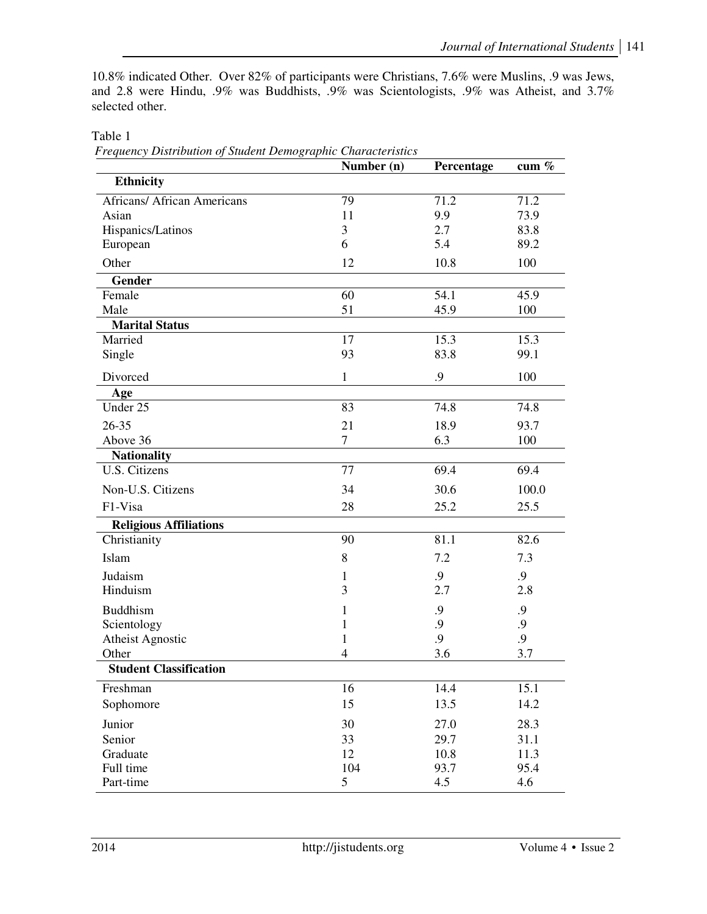10.8% indicated Other. Over 82% of participants were Christians, 7.6% were Muslins, .9 was Jews, and 2.8 were Hindu, .9% was Buddhists, .9% was Scientologists, .9% was Atheist, and 3.7% selected other.

Table 1

*Frequency Distribution of Student Demographic Characteristics*

| | Number (n) | Percentage | cum % |
|---|---|---|---|
| **Ethnicity** | | | |
| Africans/ African Americans | 79 | 71.2 | 71.2 |
| Asian | 11 | 9.9 | 73.9 |
| Hispanics/Latinos | 3 | 2.7 | 83.8 |
| European | 6 | 5.4 | 89.2 |
| Other | 12 | 10.8 | 100 |
| **Gender** | | | |
| Female | 60 | 54.1 | 45.9 |
| Male | 51 | 45.9 | 100 |
| **Marital Status** | | | |
| Married | 17 | 15.3 | 15.3 |
| Single | 93 | 83.8 | 99.1 |
| Divorced | 1 | .9 | 100 |
| **Age** | | | |
| Under 25 | 83 | 74.8 | 74.8 |
| 26-35 | 21 | 18.9 | 93.7 |
| Above 36 | 7 | 6.3 | 100 |
| **Nationality** | | | |
| U.S. Citizens | 77 | 69.4 | 69.4 |
| Non-U.S. Citizens | 34 | 30.6 | 100.0 |
| F1-Visa | 28 | 25.2 | 25.5 |
| **Religious Affiliations** | | | |
| Christianity | 90 | 81.1 | 82.6 |
| Islam | 8 | 7.2 | 7.3 |
| Judaism | 1 | .9 | .9 |
| Hinduism | 3 | 2.7 | 2.8 |
| Buddhism | 1 | .9 | .9 |
| Scientology | 1 | .9 | .9 |
| Atheist Agnostic | 1 | .9 | .9 |
| Other | 4 | 3.6 | 3.7 |
| **Student Classification** | | | |
| Freshman | 16 | 14.4 | 15.1 |
| Sophomore | 15 | 13.5 | 14.2 |
| Junior | 30 | 27.0 | 28.3 |
| Senior | 33 | 29.7 | 31.1 |
| Graduate | 12 | 10.8 | 11.3 |
| Full time | 104 | 93.7 | 95.4 |
| Part-time | 5 | 4.5 | 4.6 |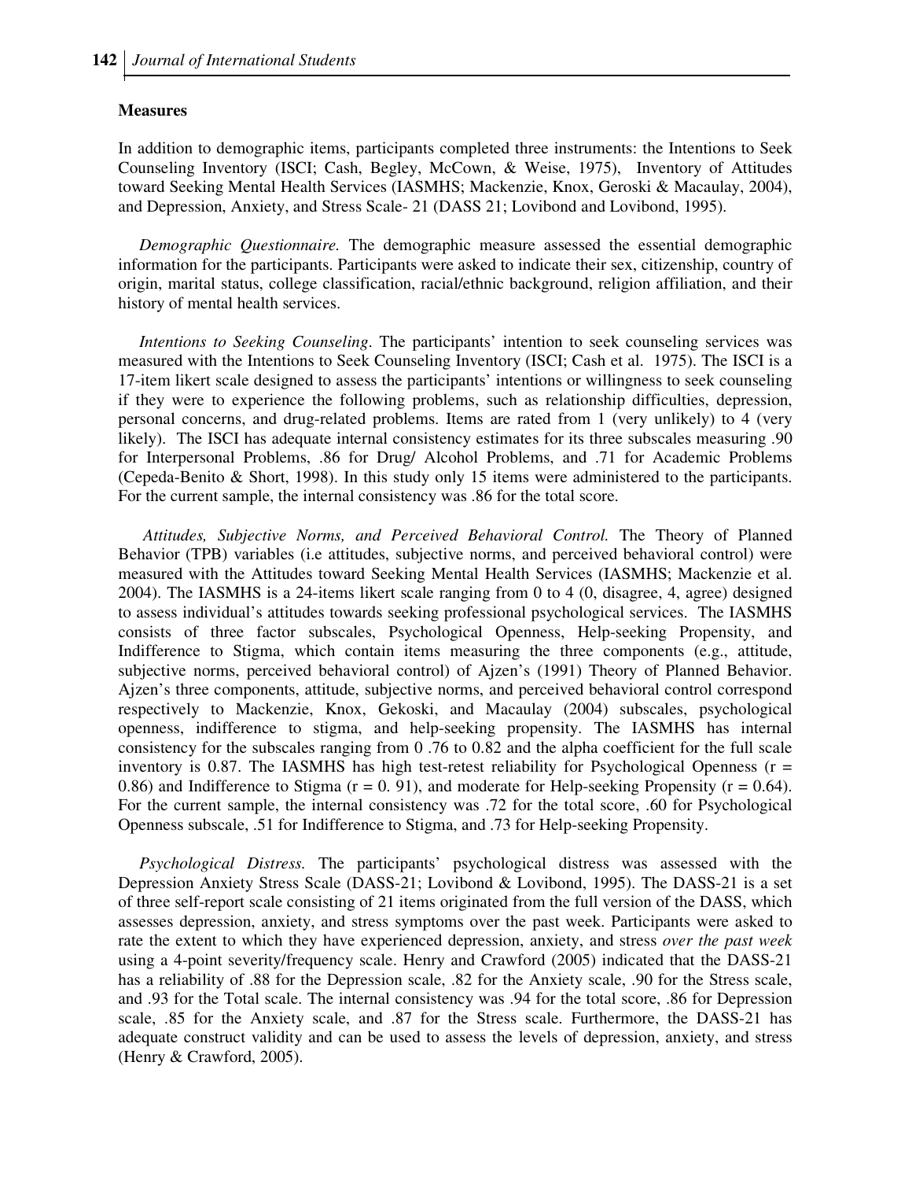## Measures

In addition to demographic items, participants completed three instruments: the Intentions to Seek Counseling Inventory (ISCI; Cash, Begley, McCown, & Weise, 1975), Inventory of Attitudes toward Seeking Mental Health Services (IASMHS; Mackenzie, Knox, Geroski & Macaulay, 2004), and Depression, Anxiety, and Stress Scale- 21 (DASS 21; Lovibond and Lovibond, 1995).

*Demographic Questionnaire.* The demographic measure assessed the essential demographic information for the participants. Participants were asked to indicate their sex, citizenship, country of origin, marital status, college classification, racial/ethnic background, religion affiliation, and their history of mental health services.

*Intentions to Seeking Counseling*. The participants' intention to seek counseling services was measured with the Intentions to Seek Counseling Inventory (ISCI; Cash et al. 1975). The ISCI is a 17-item likert scale designed to assess the participants' intentions or willingness to seek counseling if they were to experience the following problems, such as relationship difficulties, depression, personal concerns, and drug-related problems. Items are rated from 1 (very unlikely) to 4 (very likely). The ISCI has adequate internal consistency estimates for its three subscales measuring .90 for Interpersonal Problems, .86 for Drug/ Alcohol Problems, and .71 for Academic Problems (Cepeda-Benito & Short, 1998). In this study only 15 items were administered to the participants. For the current sample, the internal consistency was .86 for the total score.

*Attitudes, Subjective Norms, and Perceived Behavioral Control.* The Theory of Planned Behavior (TPB) variables (i.e attitudes, subjective norms, and perceived behavioral control) were measured with the Attitudes toward Seeking Mental Health Services (IASMHS; Mackenzie et al. 2004). The IASMHS is a 24-items likert scale ranging from 0 to 4 (0, disagree, 4, agree) designed to assess individual's attitudes towards seeking professional psychological services. The IASMHS consists of three factor subscales, Psychological Openness, Help-seeking Propensity, and Indifference to Stigma, which contain items measuring the three components (e.g., attitude, subjective norms, perceived behavioral control) of Ajzen's (1991) Theory of Planned Behavior. Ajzen's three components, attitude, subjective norms, and perceived behavioral control correspond respectively to Mackenzie, Knox, Gekoski, and Macaulay (2004) subscales, psychological openness, indifference to stigma, and help-seeking propensity. The IASMHS has internal consistency for the subscales ranging from 0 .76 to 0.82 and the alpha coefficient for the full scale inventory is 0.87. The IASMHS has high test-retest reliability for Psychological Openness ($r$ = 0.86) and Indifference to Stigma ($r$ = 0. 91), and moderate for Help-seeking Propensity ($r$ = 0.64). For the current sample, the internal consistency was .72 for the total score, .60 for Psychological Openness subscale, .51 for Indifference to Stigma, and .73 for Help-seeking Propensity.

*Psychological Distress.* The participants' psychological distress was assessed with the Depression Anxiety Stress Scale (DASS-21; Lovibond & Lovibond, 1995). The DASS-21 is a set of three self-report scale consisting of 21 items originated from the full version of the DASS, which assesses depression, anxiety, and stress symptoms over the past week. Participants were asked to rate the extent to which they have experienced depression, anxiety, and stress *over the past week* using a 4-point severity/frequency scale. Henry and Crawford (2005) indicated that the DASS-21 has a reliability of .88 for the Depression scale, .82 for the Anxiety scale, .90 for the Stress scale, and .93 for the Total scale. The internal consistency was .94 for the total score, .86 for Depression scale, .85 for the Anxiety scale, and .87 for the Stress scale. Furthermore, the DASS-21 has adequate construct validity and can be used to assess the levels of depression, anxiety, and stress (Henry & Crawford, 2005).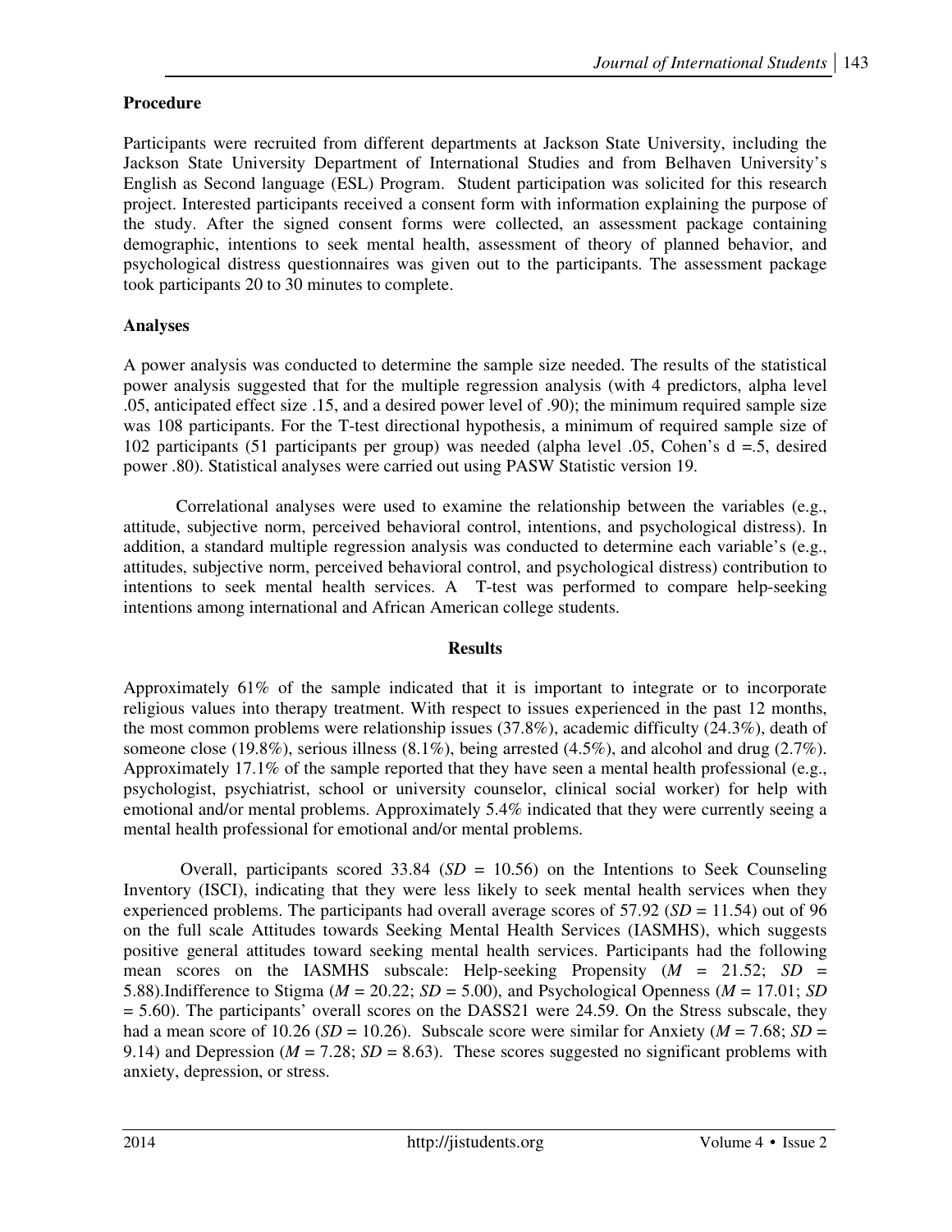## Procedure

Participants were recruited from different departments at Jackson State University, including the Jackson State University Department of International Studies and from Belhaven University's English as Second language (ESL) Program. Student participation was solicited for this research project. Interested participants received a consent form with information explaining the purpose of the study. After the signed consent forms were collected, an assessment package containing demographic, intentions to seek mental health, assessment of theory of planned behavior, and psychological distress questionnaires was given out to the participants. The assessment package took participants 20 to 30 minutes to complete.

## Analyses

A power analysis was conducted to determine the sample size needed. The results of the statistical power analysis suggested that for the multiple regression analysis (with 4 predictors, alpha level .05, anticipated effect size .15, and a desired power level of .90); the minimum required sample size was 108 participants. For the T-test directional hypothesis, a minimum of required sample size of 102 participants (51 participants per group) was needed (alpha level .05, Cohen's d =.5, desired power .80). Statistical analyses were carried out using PASW Statistic version 19.

Correlational analyses were used to examine the relationship between the variables (e.g., attitude, subjective norm, perceived behavioral control, intentions, and psychological distress). In addition, a standard multiple regression analysis was conducted to determine each variable's (e.g., attitudes, subjective norm, perceived behavioral control, and psychological distress) contribution to intentions to seek mental health services. A T-test was performed to compare help-seeking intentions among international and African American college students.

## Results

Approximately 61% of the sample indicated that it is important to integrate or to incorporate religious values into therapy treatment. With respect to issues experienced in the past 12 months, the most common problems were relationship issues (37.8%), academic difficulty (24.3%), death of someone close (19.8%), serious illness (8.1%), being arrested (4.5%), and alcohol and drug (2.7%). Approximately 17.1% of the sample reported that they have seen a mental health professional (e.g., psychologist, psychiatrist, school or university counselor, clinical social worker) for help with emotional and/or mental problems. Approximately 5.4% indicated that they were currently seeing a mental health professional for emotional and/or mental problems.

Overall, participants scored 33.84 ($SD$ = 10.56) on the Intentions to Seek Counseling Inventory (ISCI), indicating that they were less likely to seek mental health services when they experienced problems. The participants had overall average scores of 57.92 ($SD$ = 11.54) out of 96 on the full scale Attitudes towards Seeking Mental Health Services (IASMHS), which suggests positive general attitudes toward seeking mental health services. Participants had the following mean scores on the IASMHS subscale: Help-seeking Propensity ($M$ = 21.52; $SD$ = 5.88).Indifference to Stigma ($M$ = 20.22; $SD$ = 5.00), and Psychological Openness ($M$ = 17.01; $SD$ = 5.60). The participants' overall scores on the DASS21 were 24.59. On the Stress subscale, they had a mean score of 10.26 ($SD$ = 10.26). Subscale score were similar for Anxiety ($M$ = 7.68; $SD$ = 9.14) and Depression ($M$ = 7.28; $SD$ = 8.63). These scores suggested no significant problems with anxiety, depression, or stress.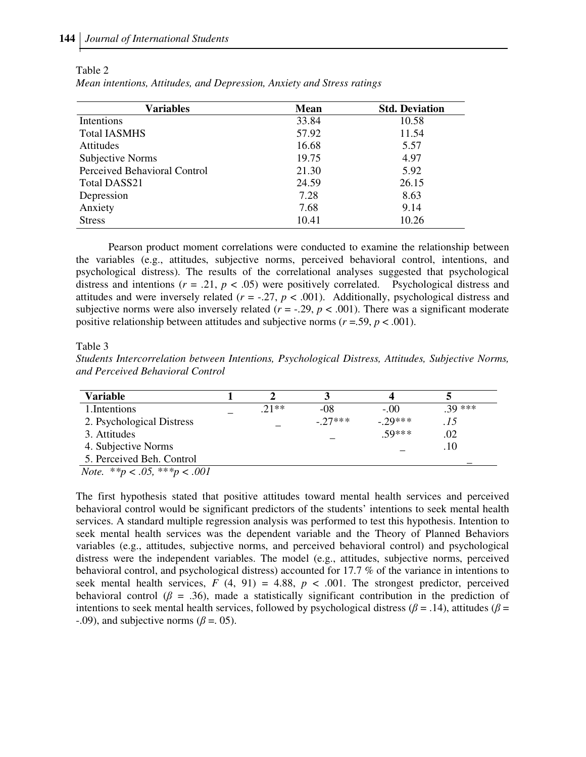Table 2

*Mean intentions, Attitudes, and Depression, Anxiety and Stress ratings*

| Variables | Mean | Std. Deviation |
| --- | --- | --- |
| Intentions | 33.84 | 10.58 |
| Total IASMHS | 57.92 | 11.54 |
| Attitudes | 16.68 | 5.57 |
| Subjective Norms | 19.75 | 4.97 |
| Perceived Behavioral Control | 21.30 | 5.92 |
| Total DASS21 | 24.59 | 26.15 |
| Depression | 7.28 | 8.63 |
| Anxiety | 7.68 | 9.14 |
| Stress | 10.41 | 10.26 |

Pearson product moment correlations were conducted to examine the relationship between the variables (e.g., attitudes, subjective norms, perceived behavioral control, intentions, and psychological distress). The results of the correlational analyses suggested that psychological distress and intentions ($r$ = .21, $p$ < .05) were positively correlated. Psychological distress and attitudes and were inversely related ($r$ = -.27, $p$ < .001). Additionally, psychological distress and subjective norms were also inversely related ($r$ = -.29, $p$ < .001). There was a significant moderate positive relationship between attitudes and subjective norms ($r$ =.59, $p$ < .001).

Table 3

*Students Intercorrelation between Intentions, Psychological Distress, Attitudes, Subjective Norms, and Perceived Behavioral Control*

| Variable | 1 | 2 | 3 | 4 | 5 |
| --- | --- | --- | --- | --- | --- |
| 1.Intentions | _ | .21** | -08 | -.00 | .39 *** |
| 2. Psychological Distress | | _ | -.27*** | -.29*** | *.15* |
| 3. Attitudes | | | _ | .59*** | .02 |
| 4. Subjective Norms | | | | _ | .10 |
| 5. Perceived Beh. Control | | | | | _ |

*Note.* \*\*$p$ < .05, \*\*\*$p$ < .001

The first hypothesis stated that positive attitudes toward mental health services and perceived behavioral control would be significant predictors of the students' intentions to seek mental health services. A standard multiple regression analysis was performed to test this hypothesis. Intention to seek mental health services was the dependent variable and the Theory of Planned Behaviors variables (e.g., attitudes, subjective norms, and perceived behavioral control) and psychological distress were the independent variables. The model (e.g., attitudes, subjective norms, perceived behavioral control, and psychological distress) accounted for 17.7 % of the variance in intentions to seek mental health services, $F$ (4, 91) = 4.88, $p$ < .001. The strongest predictor, perceived behavioral control ($\beta$ = .36), made a statistically significant contribution in the prediction of intentions to seek mental health services, followed by psychological distress ($\beta$ = .14), attitudes ($\beta$ = -.09), and subjective norms ($\beta$ =. 05).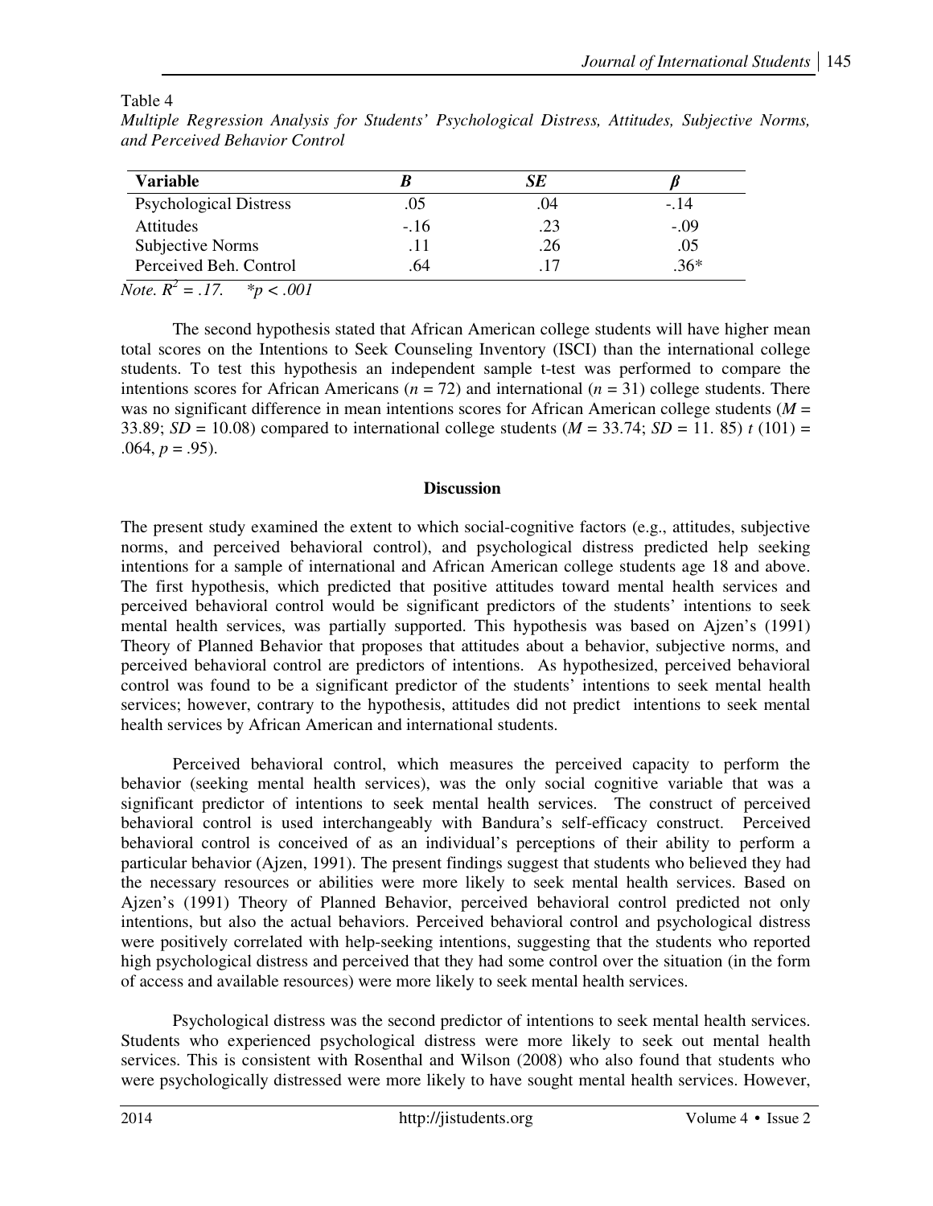Table 4

*Multiple Regression Analysis for Students' Psychological Distress, Attitudes, Subjective Norms, and Perceived Behavior Control*

| **Variable** | ***B*** | ***SE*** | ***β*** |
|---|---|---|---|
| Psychological Distress | .05 | .04 | -.14 |
| Attitudes | -.16 | .23 | -.09 |
| Subjective Norms | .11 | .26 | .05 |
| Perceived Beh. Control | .64 | .17 | .36* |

*Note.* $R^2 = .17$. \*$p < .001$

The second hypothesis stated that African American college students will have higher mean total scores on the Intentions to Seek Counseling Inventory (ISCI) than the international college students. To test this hypothesis an independent sample t-test was performed to compare the intentions scores for African Americans ($n = 72$) and international ($n = 31$) college students. There was no significant difference in mean intentions scores for African American college students ($M = 33.89$; $SD = 10.08$) compared to international college students ($M = 33.74$; $SD = 11.85$) $t\ (101) = .064$, $p = .95$).

## Discussion

The present study examined the extent to which social-cognitive factors (e.g., attitudes, subjective norms, and perceived behavioral control), and psychological distress predicted help seeking intentions for a sample of international and African American college students age 18 and above. The first hypothesis, which predicted that positive attitudes toward mental health services and perceived behavioral control would be significant predictors of the students' intentions to seek mental health services, was partially supported. This hypothesis was based on Ajzen's (1991) Theory of Planned Behavior that proposes that attitudes about a behavior, subjective norms, and perceived behavioral control are predictors of intentions. As hypothesized, perceived behavioral control was found to be a significant predictor of the students' intentions to seek mental health services; however, contrary to the hypothesis, attitudes did not predict intentions to seek mental health services by African American and international students.

Perceived behavioral control, which measures the perceived capacity to perform the behavior (seeking mental health services), was the only social cognitive variable that was a significant predictor of intentions to seek mental health services. The construct of perceived behavioral control is used interchangeably with Bandura's self-efficacy construct. Perceived behavioral control is conceived of as an individual's perceptions of their ability to perform a particular behavior (Ajzen, 1991). The present findings suggest that students who believed they had the necessary resources or abilities were more likely to seek mental health services. Based on Ajzen's (1991) Theory of Planned Behavior, perceived behavioral control predicted not only intentions, but also the actual behaviors. Perceived behavioral control and psychological distress were positively correlated with help-seeking intentions, suggesting that the students who reported high psychological distress and perceived that they had some control over the situation (in the form of access and available resources) were more likely to seek mental health services.

Psychological distress was the second predictor of intentions to seek mental health services. Students who experienced psychological distress were more likely to seek out mental health services. This is consistent with Rosenthal and Wilson (2008) who also found that students who were psychologically distressed were more likely to have sought mental health services. However,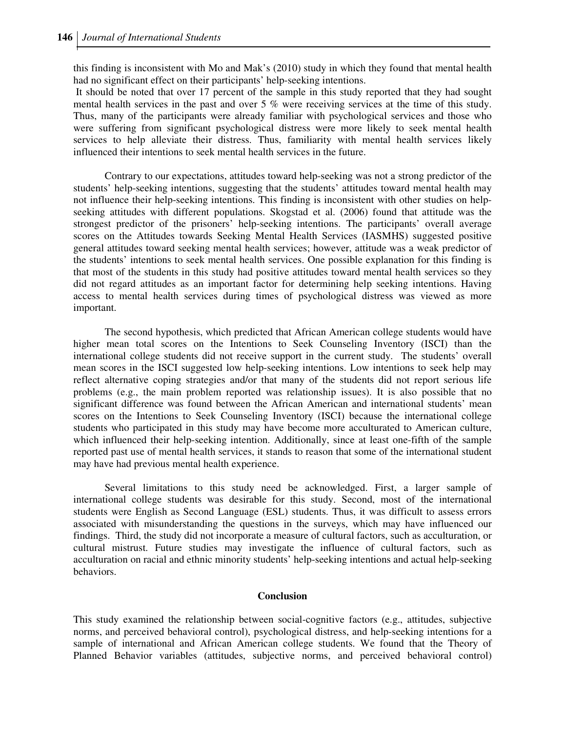this finding is inconsistent with Mo and Mak's (2010) study in which they found that mental health had no significant effect on their participants' help-seeking intentions.

It should be noted that over 17 percent of the sample in this study reported that they had sought mental health services in the past and over 5 % were receiving services at the time of this study. Thus, many of the participants were already familiar with psychological services and those who were suffering from significant psychological distress were more likely to seek mental health services to help alleviate their distress. Thus, familiarity with mental health services likely influenced their intentions to seek mental health services in the future.

Contrary to our expectations, attitudes toward help-seeking was not a strong predictor of the students' help-seeking intentions, suggesting that the students' attitudes toward mental health may not influence their help-seeking intentions. This finding is inconsistent with other studies on help-seeking attitudes with different populations. Skogstad et al. (2006) found that attitude was the strongest predictor of the prisoners' help-seeking intentions. The participants' overall average scores on the Attitudes towards Seeking Mental Health Services (IASMHS) suggested positive general attitudes toward seeking mental health services; however, attitude was a weak predictor of the students' intentions to seek mental health services. One possible explanation for this finding is that most of the students in this study had positive attitudes toward mental health services so they did not regard attitudes as an important factor for determining help seeking intentions. Having access to mental health services during times of psychological distress was viewed as more important.

The second hypothesis, which predicted that African American college students would have higher mean total scores on the Intentions to Seek Counseling Inventory (ISCI) than the international college students did not receive support in the current study. The students' overall mean scores in the ISCI suggested low help-seeking intentions. Low intentions to seek help may reflect alternative coping strategies and/or that many of the students did not report serious life problems (e.g., the main problem reported was relationship issues). It is also possible that no significant difference was found between the African American and international students' mean scores on the Intentions to Seek Counseling Inventory (ISCI) because the international college students who participated in this study may have become more acculturated to American culture, which influenced their help-seeking intention. Additionally, since at least one-fifth of the sample reported past use of mental health services, it stands to reason that some of the international student may have had previous mental health experience.

Several limitations to this study need be acknowledged. First, a larger sample of international college students was desirable for this study. Second, most of the international students were English as Second Language (ESL) students. Thus, it was difficult to assess errors associated with misunderstanding the questions in the surveys, which may have influenced our findings. Third, the study did not incorporate a measure of cultural factors, such as acculturation, or cultural mistrust. Future studies may investigate the influence of cultural factors, such as acculturation on racial and ethnic minority students' help-seeking intentions and actual help-seeking behaviors.

## Conclusion

This study examined the relationship between social-cognitive factors (e.g., attitudes, subjective norms, and perceived behavioral control), psychological distress, and help-seeking intentions for a sample of international and African American college students. We found that the Theory of Planned Behavior variables (attitudes, subjective norms, and perceived behavioral control)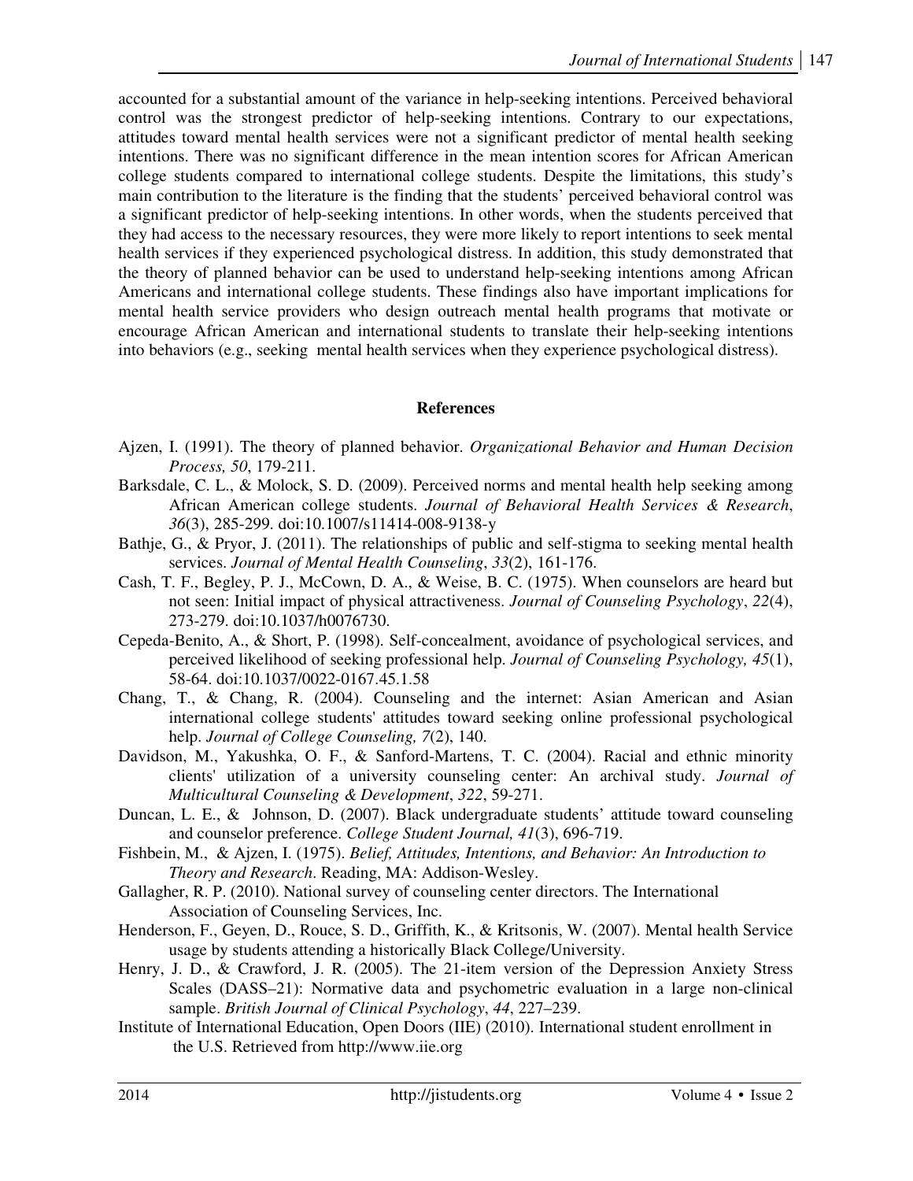accounted for a substantial amount of the variance in help-seeking intentions. Perceived behavioral control was the strongest predictor of help-seeking intentions. Contrary to our expectations, attitudes toward mental health services were not a significant predictor of mental health seeking intentions. There was no significant difference in the mean intention scores for African American college students compared to international college students. Despite the limitations, this study's main contribution to the literature is the finding that the students' perceived behavioral control was a significant predictor of help-seeking intentions. In other words, when the students perceived that they had access to the necessary resources, they were more likely to report intentions to seek mental health services if they experienced psychological distress. In addition, this study demonstrated that the theory of planned behavior can be used to understand help-seeking intentions among African Americans and international college students. These findings also have important implications for mental health service providers who design outreach mental health programs that motivate or encourage African American and international students to translate their help-seeking intentions into behaviors (e.g., seeking mental health services when they experience psychological distress).

## References

Ajzen, I. (1991). The theory of planned behavior. *Organizational Behavior and Human Decision Process, 50*, 179-211.

Barksdale, C. L., & Molock, S. D. (2009). Perceived norms and mental health help seeking among African American college students. *Journal of Behavioral Health Services & Research*, *36*(3), 285-299. doi:10.1007/s11414-008-9138-y

Bathje, G., & Pryor, J. (2011). The relationships of public and self-stigma to seeking mental health services. *Journal of Mental Health Counseling*, *33*(2), 161-176.

Cash, T. F., Begley, P. J., McCown, D. A., & Weise, B. C. (1975). When counselors are heard but not seen: Initial impact of physical attractiveness. *Journal of Counseling Psychology*, *22*(4), 273-279. doi:10.1037/h0076730.

Cepeda-Benito, A., & Short, P. (1998). Self-concealment, avoidance of psychological services, and perceived likelihood of seeking professional help. *Journal of Counseling Psychology, 45*(1), 58-64. doi:10.1037/0022-0167.45.1.58

Chang, T., & Chang, R. (2004). Counseling and the internet: Asian American and Asian international college students' attitudes toward seeking online professional psychological help. *Journal of College Counseling, 7*(2), 140.

Davidson, M., Yakushka, O. F., & Sanford-Martens, T. C. (2004). Racial and ethnic minority clients' utilization of a university counseling center: An archival study. *Journal of Multicultural Counseling & Development*, *322*, 59-271.

Duncan, L. E., & Johnson, D. (2007). Black undergraduate students' attitude toward counseling and counselor preference. *College Student Journal, 41*(3), 696-719.

Fishbein, M., & Ajzen, I. (1975). *Belief, Attitudes, Intentions, and Behavior: An Introduction to Theory and Research*. Reading, MA: Addison-Wesley.

Gallagher, R. P. (2010). National survey of counseling center directors. The International Association of Counseling Services, Inc.

Henderson, F., Geyen, D., Rouce, S. D., Griffith, K., & Kritsonis, W. (2007). Mental health Service usage by students attending a historically Black College/University.

Henry, J. D., & Crawford, J. R. (2005). The 21-item version of the Depression Anxiety Stress Scales (DASS–21): Normative data and psychometric evaluation in a large non-clinical sample. *British Journal of Clinical Psychology*, *44*, 227–239.

Institute of International Education, Open Doors (IIE) (2010). International student enrollment in the U.S. Retrieved from http://www.iie.org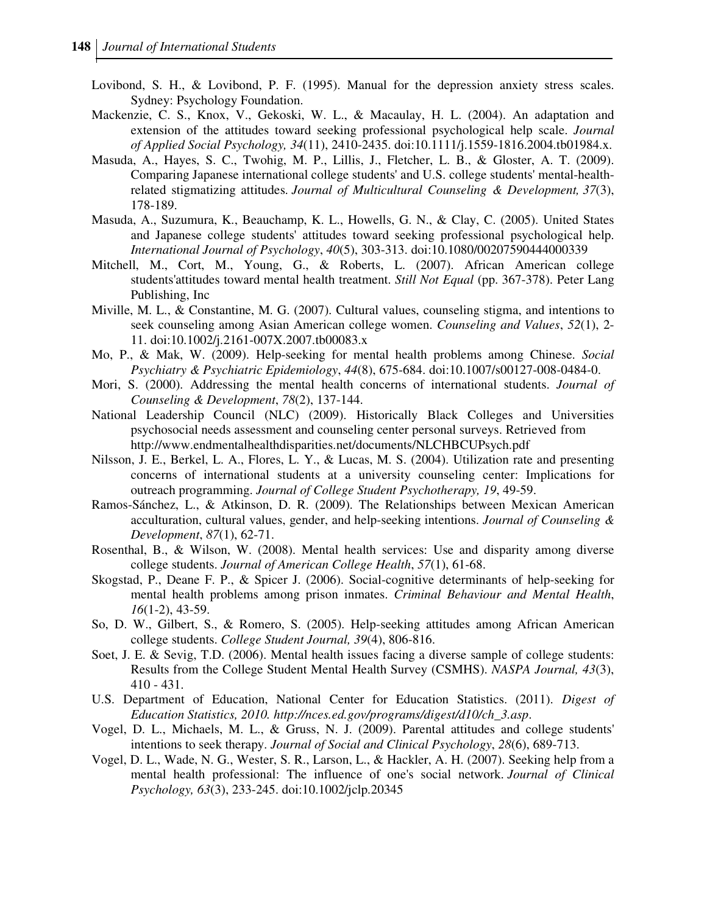Lovibond, S. H., & Lovibond, P. F. (1995). Manual for the depression anxiety stress scales. Sydney: Psychology Foundation.

Mackenzie, C. S., Knox, V., Gekoski, W. L., & Macaulay, H. L. (2004). An adaptation and extension of the attitudes toward seeking professional psychological help scale. *Journal of Applied Social Psychology, 34*(11), 2410-2435. doi:10.1111/j.1559-1816.2004.tb01984.x.

Masuda, A., Hayes, S. C., Twohig, M. P., Lillis, J., Fletcher, L. B., & Gloster, A. T. (2009). Comparing Japanese international college students' and U.S. college students' mental-health-related stigmatizing attitudes. *Journal of Multicultural Counseling & Development, 37*(3), 178-189.

Masuda, A., Suzumura, K., Beauchamp, K. L., Howells, G. N., & Clay, C. (2005). United States and Japanese college students' attitudes toward seeking professional psychological help. *International Journal of Psychology*, *40*(5), 303-313. doi:10.1080/00207590444000339

Mitchell, M., Cort, M., Young, G., & Roberts, L. (2007). African American college students'attitudes toward mental health treatment. *Still Not Equal* (pp. 367-378). Peter Lang Publishing, Inc

Miville, M. L., & Constantine, M. G. (2007). Cultural values, counseling stigma, and intentions to seek counseling among Asian American college women. *Counseling and Values*, *52*(1), 2-11. doi:10.1002/j.2161-007X.2007.tb00083.x

Mo, P., & Mak, W. (2009). Help-seeking for mental health problems among Chinese. *Social Psychiatry & Psychiatric Epidemiology*, *44*(8), 675-684. doi:10.1007/s00127-008-0484-0.

Mori, S. (2000). Addressing the mental health concerns of international students. *Journal of Counseling & Development*, *78*(2), 137-144.

National Leadership Council (NLC) (2009). Historically Black Colleges and Universities psychosocial needs assessment and counseling center personal surveys. Retrieved from http://www.endmentalhealthdisparities.net/documents/NLCHBCUPsych.pdf

Nilsson, J. E., Berkel, L. A., Flores, L. Y., & Lucas, M. S. (2004). Utilization rate and presenting concerns of international students at a university counseling center: Implications for outreach programming. *Journal of College Student Psychotherapy, 19*, 49-59.

Ramos-Sánchez, L., & Atkinson, D. R. (2009). The Relationships between Mexican American acculturation, cultural values, gender, and help-seeking intentions. *Journal of Counseling & Development*, *87*(1), 62-71.

Rosenthal, B., & Wilson, W. (2008). Mental health services: Use and disparity among diverse college students. *Journal of American College Health*, *57*(1), 61-68.

Skogstad, P., Deane F. P., & Spicer J. (2006). Social-cognitive determinants of help-seeking for mental health problems among prison inmates. *Criminal Behaviour and Mental Health*, *16*(1-2), 43-59.

So, D. W., Gilbert, S., & Romero, S. (2005). Help-seeking attitudes among African American college students. *College Student Journal, 39*(4), 806-816.

Soet, J. E. & Sevig, T.D. (2006). Mental health issues facing a diverse sample of college students: Results from the College Student Mental Health Survey (CSMHS). *NASPA Journal, 43*(3), 410 - 431.

U.S. Department of Education, National Center for Education Statistics. (2011). *Digest of Education Statistics, 2010. http://nces.ed.gov/programs/digest/d10/ch_3.asp*.

Vogel, D. L., Michaels, M. L., & Gruss, N. J. (2009). Parental attitudes and college students' intentions to seek therapy. *Journal of Social and Clinical Psychology*, *28*(6), 689-713.

Vogel, D. L., Wade, N. G., Wester, S. R., Larson, L., & Hackler, A. H. (2007). Seeking help from a mental health professional: The influence of one's social network. *Journal of Clinical Psychology, 63*(3), 233-245. doi:10.1002/jclp.20345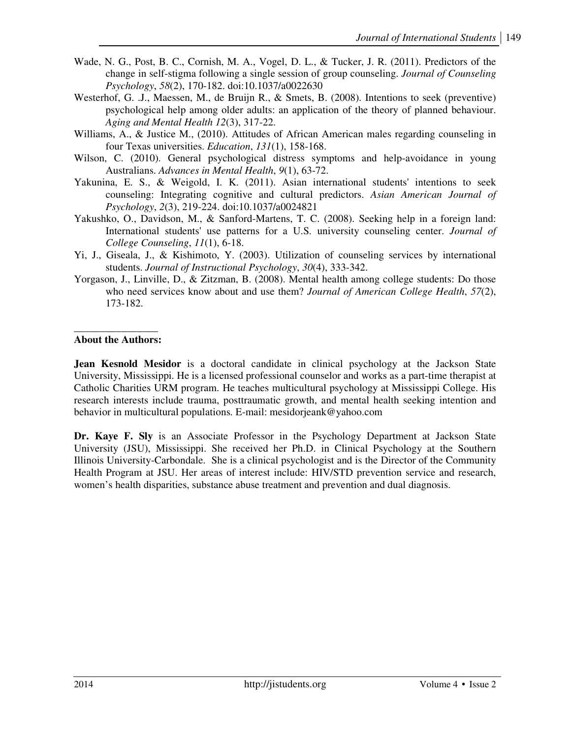Wade, N. G., Post, B. C., Cornish, M. A., Vogel, D. L., & Tucker, J. R. (2011). Predictors of the change in self-stigma following a single session of group counseling. *Journal of Counseling Psychology*, *58*(2), 170-182. doi:10.1037/a0022630

Westerhof, G. .J., Maessen, M., de Bruijn R., & Smets, B. (2008). Intentions to seek (preventive) psychological help among older adults: an application of the theory of planned behaviour. *Aging and Mental Health 12*(3), 317-22.

Williams, A., & Justice M., (2010). Attitudes of African American males regarding counseling in four Texas universities. *Education*, *131*(1), 158-168.

Wilson, C. (2010). General psychological distress symptoms and help-avoidance in young Australians. *Advances in Mental Health*, *9*(1), 63-72.

Yakunina, E. S., & Weigold, I. K. (2011). Asian international students' intentions to seek counseling: Integrating cognitive and cultural predictors. *Asian American Journal of Psychology*, *2*(3), 219-224. doi:10.1037/a0024821

Yakushko, O., Davidson, M., & Sanford-Martens, T. C. (2008). Seeking help in a foreign land: International students' use patterns for a U.S. university counseling center. *Journal of College Counseling*, *11*(1), 6-18.

Yi, J., Giseala, J., & Kishimoto, Y. (2003). Utilization of counseling services by international students. *Journal of Instructional Psychology*, *30*(4), 333-342.

Yorgason, J., Linville, D., & Zitzman, B. (2008). Mental health among college students: Do those who need services know about and use them? *Journal of American College Health*, *57*(2), 173-182.

---

**About the Authors:**

**Jean Kesnold Mesidor** is a doctoral candidate in clinical psychology at the Jackson State University, Mississippi. He is a licensed professional counselor and works as a part-time therapist at Catholic Charities URM program. He teaches multicultural psychology at Mississippi College. His research interests include trauma, posttraumatic growth, and mental health seeking intention and behavior in multicultural populations. E-mail: mesidorjeank@yahoo.com

**Dr. Kaye F. Sly** is an Associate Professor in the Psychology Department at Jackson State University (JSU), Mississippi. She received her Ph.D. in Clinical Psychology at the Southern Illinois University-Carbondale. She is a clinical psychologist and is the Director of the Community Health Program at JSU. Her areas of interest include: HIV/STD prevention service and research, women's health disparities, substance abuse treatment and prevention and dual diagnosis.